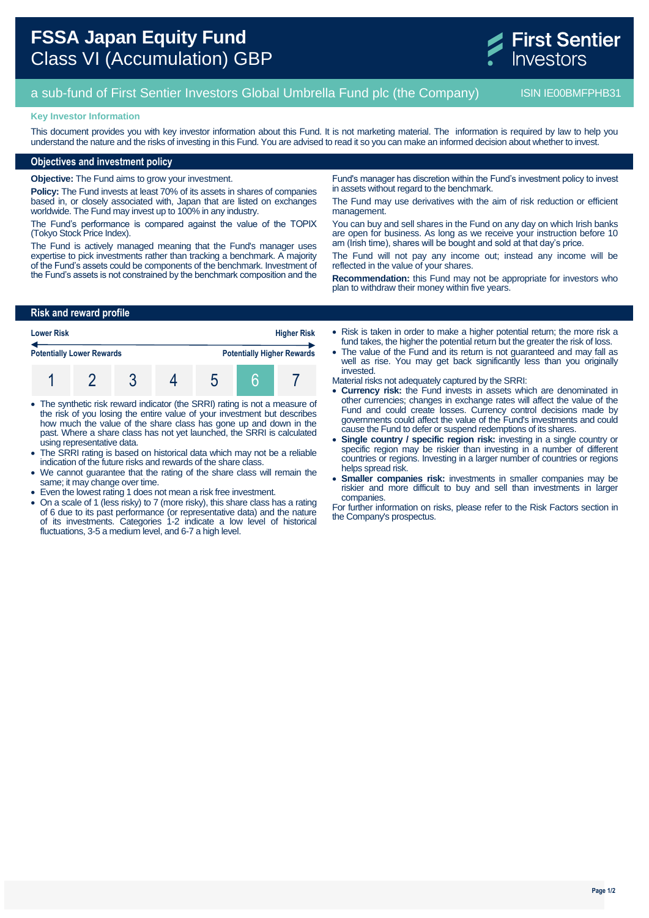# FSSA Japan Equity Fund
Class VI (Accumulation) GBP

First Sentier Investors

a sub-fund of First Sentier Investors Global Umbrella Fund plc (the Company)

ISIN IE00BMFPHB31

**Key Investor Information**

This document provides you with key investor information about this Fund. It is not marketing material. The information is required by law to help you understand the nature and the risks of investing in this Fund. You are advised to read it so you can make an informed decision about whether to invest.

## Objectives and investment policy

**Objective:** The Fund aims to grow your investment.

**Policy:** The Fund invests at least 70% of its assets in shares of companies based in, or closely associated with, Japan that are listed on exchanges worldwide. The Fund may invest up to 100% in any industry.

The Fund's performance is compared against the value of the TOPIX (Tokyo Stock Price Index).

The Fund is actively managed meaning that the Fund's manager uses expertise to pick investments rather than tracking a benchmark. A majority of the Fund's assets could be components of the benchmark. Investment of the Fund's assets is not constrained by the benchmark composition and the Fund's manager has discretion within the Fund's investment policy to invest in assets without regard to the benchmark.

The Fund may use derivatives with the aim of risk reduction or efficient management.

You can buy and sell shares in the Fund on any day on which Irish banks are open for business. As long as we receive your instruction before 10 am (Irish time), shares will be bought and sold at that day's price.

The Fund will not pay any income out; instead any income will be reflected in the value of your shares.

**Recommendation:** this Fund may not be appropriate for investors who plan to withdraw their money within five years.

## Risk and reward profile

| Lower Risk | | | | | | Higher Risk |
|---|---|---|---|---|---|---|
| Potentially Lower Rewards | | | | | | Potentially Higher Rewards |
| 1 | 2 | 3 | 4 | 5 | **6** | 7 |

- The synthetic risk reward indicator (the SRRI) rating is not a measure of the risk of you losing the entire value of your investment but describes how much the value of the share class has gone up and down in the past. Where a share class has not yet launched, the SRRI is calculated using representative data.
- The SRRI rating is based on historical data which may not be a reliable indication of the future risks and rewards of the share class.
- We cannot guarantee that the rating of the share class will remain the same; it may change over time.
- Even the lowest rating 1 does not mean a risk free investment.
- On a scale of 1 (less risky) to 7 (more risky), this share class has a rating of 6 due to its past performance (or representative data) and the nature of its investments. Categories 1-2 indicate a low level of historical fluctuations, 3-5 a medium level, and 6-7 a high level.
- Risk is taken in order to make a higher potential return; the more risk a fund takes, the higher the potential return but the greater the risk of loss.
- The value of the Fund and its return is not guaranteed and may fall as well as rise. You may get back significantly less than you originally invested.

Material risks not adequately captured by the SRRI:

- **Currency risk:** the Fund invests in assets which are denominated in other currencies; changes in exchange rates will affect the value of the Fund and could create losses. Currency control decisions made by governments could affect the value of the Fund's investments and could cause the Fund to defer or suspend redemptions of its shares.
- **Single country / specific region risk:** investing in a single country or specific region may be riskier than investing in a number of different countries or regions. Investing in a larger number of countries or regions helps spread risk.
- **Smaller companies risk:** investments in smaller companies may be riskier and more difficult to buy and sell than investments in larger companies.

For further information on risks, please refer to the Risk Factors section in the Company's prospectus.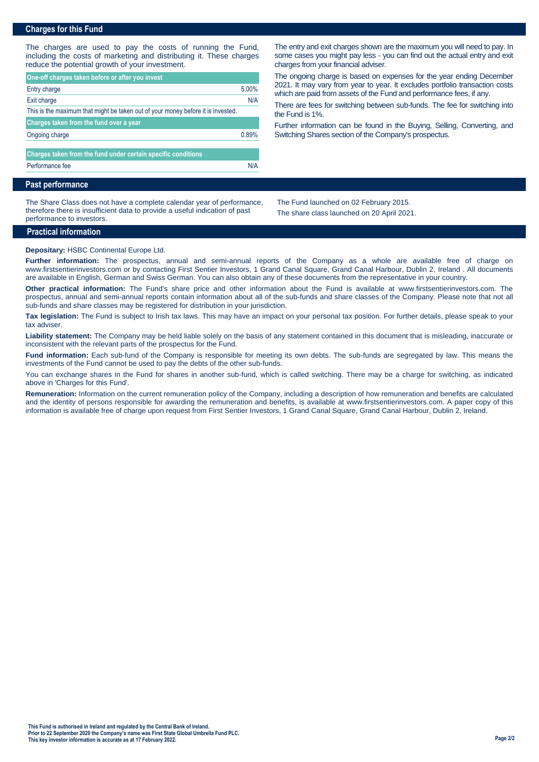## Charges for this Fund

The charges are used to pay the costs of running the Fund, including the costs of marketing and distributing it. These charges reduce the potential growth of your investment.

| One-off charges taken before or after you invest | |
|---|---|
| Entry charge | 5.00% |
| Exit charge | N/A |
| This is the maximum that might be taken out of your money before it is invested. | |
| **Charges taken from the fund over a year** | |
| Ongoing charge | 0.89% |
| **Charges taken from the fund under certain specific conditions** | |
| Performance fee | N/A |

The entry and exit charges shown are the maximum you will need to pay. In some cases you might pay less - you can find out the actual entry and exit charges from your financial adviser.

The ongoing charge is based on expenses for the year ending December 2021. It may vary from year to year. It excludes portfolio transaction costs which are paid from assets of the Fund and performance fees, if any.

There are fees for switching between sub-funds. The fee for switching into the Fund is 1%.

Further information can be found in the Buying, Selling, Converting, and Switching Shares section of the Company's prospectus.

## Past performance

The Share Class does not have a complete calendar year of performance, therefore there is insufficient data to provide a useful indication of past performance to investors.

The Fund launched on 02 February 2015.

The share class launched on 20 April 2021.

## Practical information

**Depositary:** HSBC Continental Europe Ltd.

**Further information:** The prospectus, annual and semi-annual reports of the Company as a whole are available free of charge on www.firstsentierinvestors.com or by contacting First Sentier Investors, 1 Grand Canal Square, Grand Canal Harbour, Dublin 2, Ireland . All documents are available in English, German and Swiss German. You can also obtain any of these documents from the representative in your country.

**Other practical information:** The Fund's share price and other information about the Fund is available at www.firstsentierinvestors.com. The prospectus, annual and semi-annual reports contain information about all of the sub-funds and share classes of the Company. Please note that not all sub-funds and share classes may be registered for distribution in your jurisdiction.

**Tax legislation:** The Fund is subject to Irish tax laws. This may have an impact on your personal tax position. For further details, please speak to your tax adviser.

**Liability statement:** The Company may be held liable solely on the basis of any statement contained in this document that is misleading, inaccurate or inconsistent with the relevant parts of the prospectus for the Fund.

**Fund information:** Each sub-fund of the Company is responsible for meeting its own debts. The sub-funds are segregated by law. This means the investments of the Fund cannot be used to pay the debts of the other sub-funds.

You can exchange shares in the Fund for shares in another sub-fund, which is called switching. There may be a charge for switching, as indicated above in 'Charges for this Fund'.

**Remuneration:** Information on the current remuneration policy of the Company, including a description of how remuneration and benefits are calculated and the identity of persons responsible for awarding the remuneration and benefits, is available at www.firstsentierinvestors.com. A paper copy of this information is available free of charge upon request from First Sentier Investors, 1 Grand Canal Square, Grand Canal Harbour, Dublin 2, Ireland.

**This Fund is authorised in Ireland and regulated by the Central Bank of Ireland.**
**Prior to 22 September 2020 the Company's name was First State Global Umbrella Fund PLC.**
**This key investor information is accurate as at 17 February 2022.**